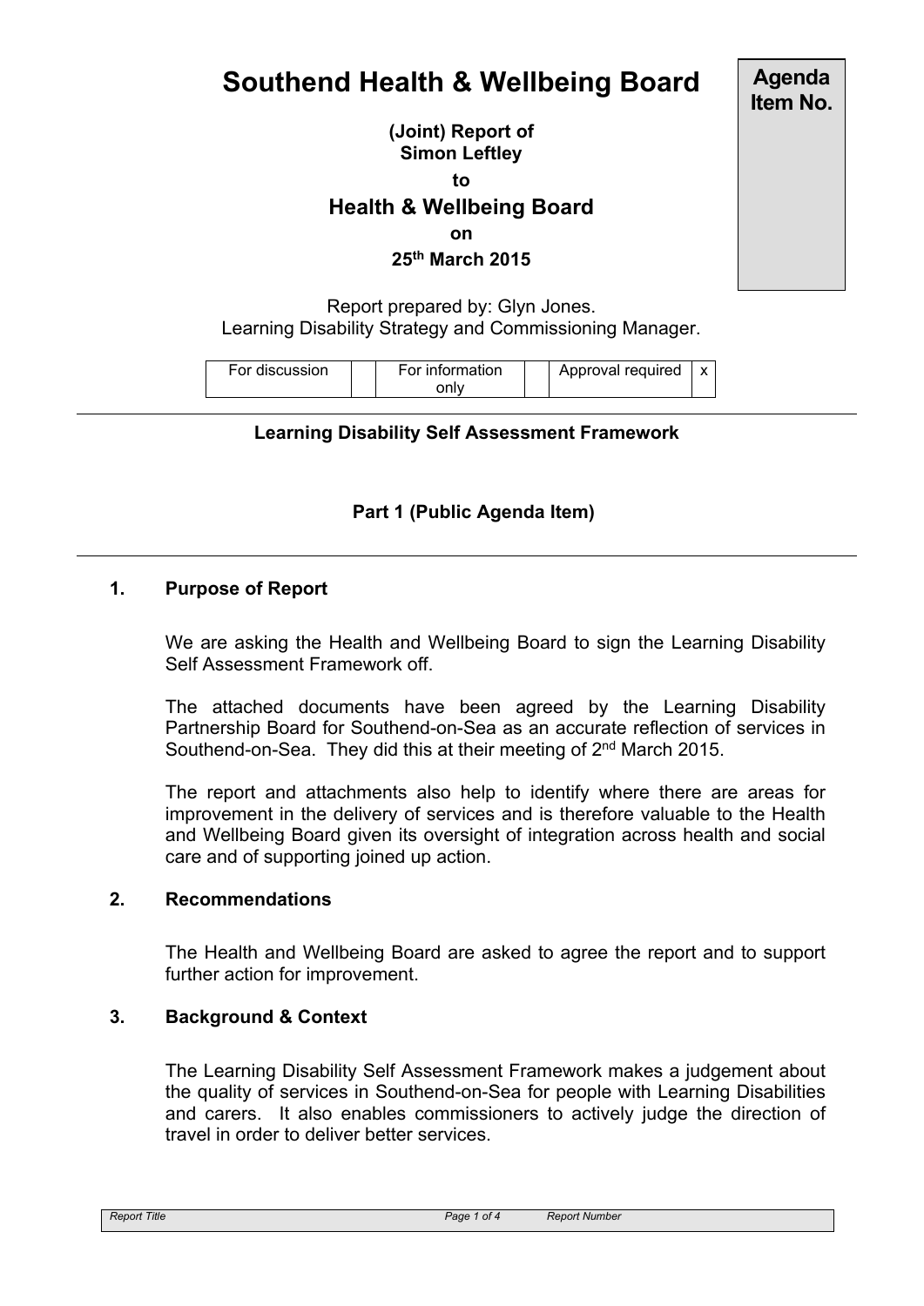# Southend Health & Wellbeing Board

**Agenda Item No.**

**(Joint) Report of**
**Simon Leftley**

**to**

## Health & Wellbeing Board

**on**

**25th March 2015**

Report prepared by: Glyn Jones.
Learning Disability Strategy and Commissioning Manager.

| For discussion | | For information only | | Approval required | x |
|---|---|---|---|---|---|

**Learning Disability Self Assessment Framework**

**Part 1 (Public Agenda Item)**

### 1. Purpose of Report

We are asking the Health and Wellbeing Board to sign the Learning Disability Self Assessment Framework off.

The attached documents have been agreed by the Learning Disability Partnership Board for Southend-on-Sea as an accurate reflection of services in Southend-on-Sea. They did this at their meeting of 2nd March 2015.

The report and attachments also help to identify where there are areas for improvement in the delivery of services and is therefore valuable to the Health and Wellbeing Board given its oversight of integration across health and social care and of supporting joined up action.

### 2. Recommendations

The Health and Wellbeing Board are asked to agree the report and to support further action for improvement.

### 3. Background & Context

The Learning Disability Self Assessment Framework makes a judgement about the quality of services in Southend-on-Sea for people with Learning Disabilities and carers. It also enables commissioners to actively judge the direction of travel in order to deliver better services.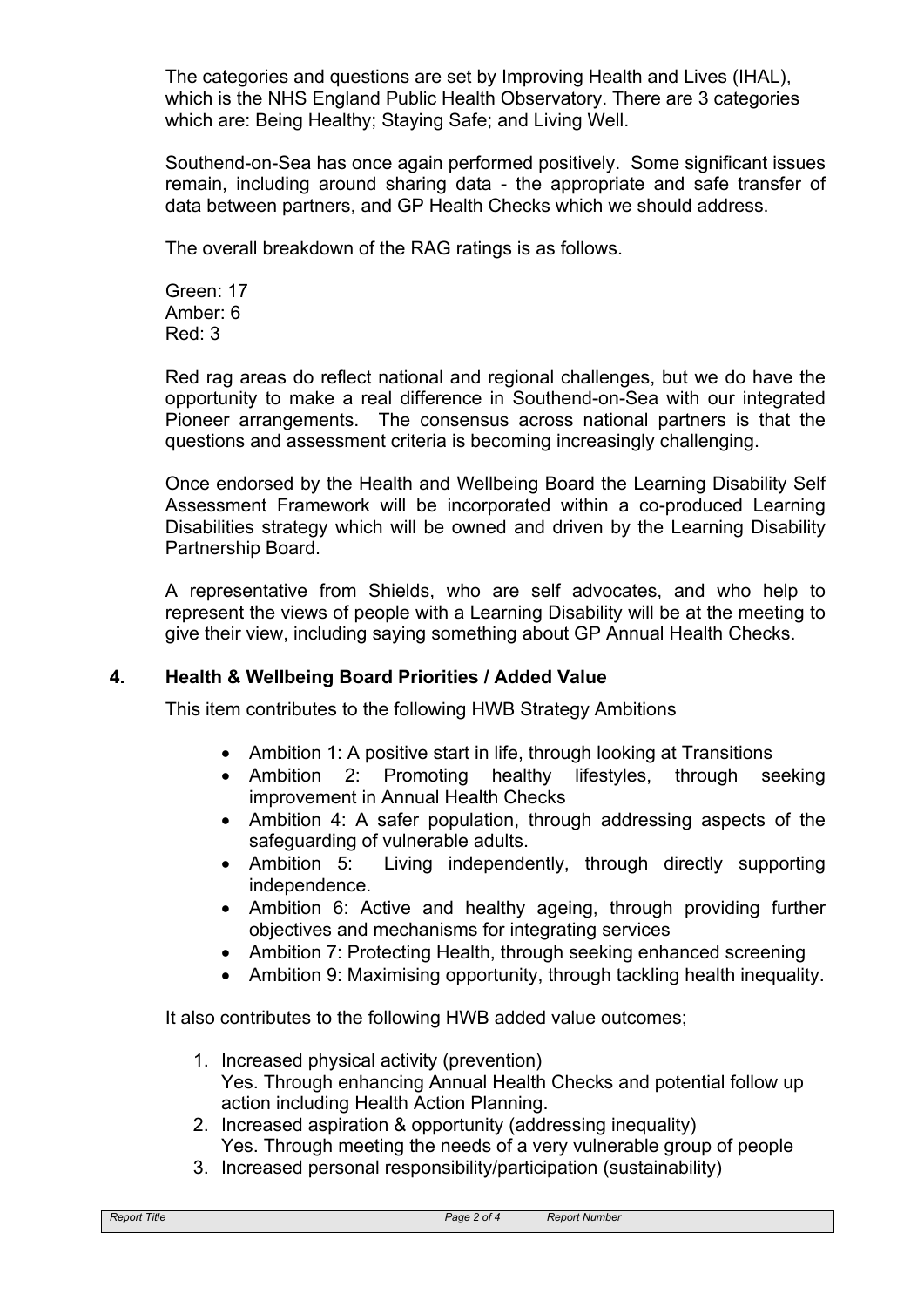The categories and questions are set by Improving Health and Lives (IHAL), which is the NHS England Public Health Observatory. There are 3 categories which are: Being Healthy; Staying Safe; and Living Well.

Southend-on-Sea has once again performed positively. Some significant issues remain, including around sharing data - the appropriate and safe transfer of data between partners, and GP Health Checks which we should address.

The overall breakdown of the RAG ratings is as follows.

Green: 17
Amber: 6
Red: 3

Red rag areas do reflect national and regional challenges, but we do have the opportunity to make a real difference in Southend-on-Sea with our integrated Pioneer arrangements. The consensus across national partners is that the questions and assessment criteria is becoming increasingly challenging.

Once endorsed by the Health and Wellbeing Board the Learning Disability Self Assessment Framework will be incorporated within a co-produced Learning Disabilities strategy which will be owned and driven by the Learning Disability Partnership Board.

A representative from Shields, who are self advocates, and who help to represent the views of people with a Learning Disability will be at the meeting to give their view, including saying something about GP Annual Health Checks.

## 4. Health & Wellbeing Board Priorities / Added Value

This item contributes to the following HWB Strategy Ambitions

- Ambition 1: A positive start in life, through looking at Transitions
- Ambition 2: Promoting healthy lifestyles, through seeking improvement in Annual Health Checks
- Ambition 4: A safer population, through addressing aspects of the safeguarding of vulnerable adults.
- Ambition 5: Living independently, through directly supporting independence.
- Ambition 6: Active and healthy ageing, through providing further objectives and mechanisms for integrating services
- Ambition 7: Protecting Health, through seeking enhanced screening
- Ambition 9: Maximising opportunity, through tackling health inequality.

It also contributes to the following HWB added value outcomes;

1. Increased physical activity (prevention)
   Yes. Through enhancing Annual Health Checks and potential follow up action including Health Action Planning.
2. Increased aspiration & opportunity (addressing inequality)
   Yes. Through meeting the needs of a very vulnerable group of people
3. Increased personal responsibility/participation (sustainability)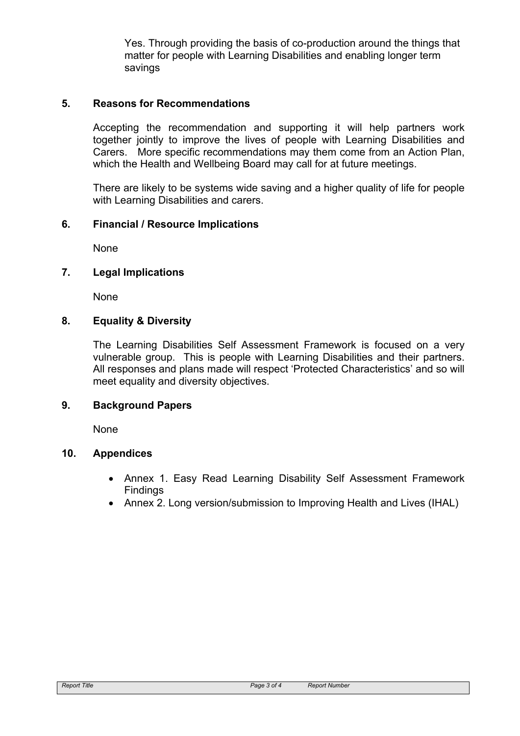Yes. Through providing the basis of co-production around the things that matter for people with Learning Disabilities and enabling longer term savings

## 5. Reasons for Recommendations

Accepting the recommendation and supporting it will help partners work together jointly to improve the lives of people with Learning Disabilities and Carers. More specific recommendations may them come from an Action Plan, which the Health and Wellbeing Board may call for at future meetings.

There are likely to be systems wide saving and a higher quality of life for people with Learning Disabilities and carers.

## 6. Financial / Resource Implications

None

## 7. Legal Implications

None

## 8. Equality & Diversity

The Learning Disabilities Self Assessment Framework is focused on a very vulnerable group. This is people with Learning Disabilities and their partners. All responses and plans made will respect 'Protected Characteristics' and so will meet equality and diversity objectives.

## 9. Background Papers

None

## 10. Appendices

- Annex 1. Easy Read Learning Disability Self Assessment Framework Findings
- Annex 2. Long version/submission to Improving Health and Lives (IHAL)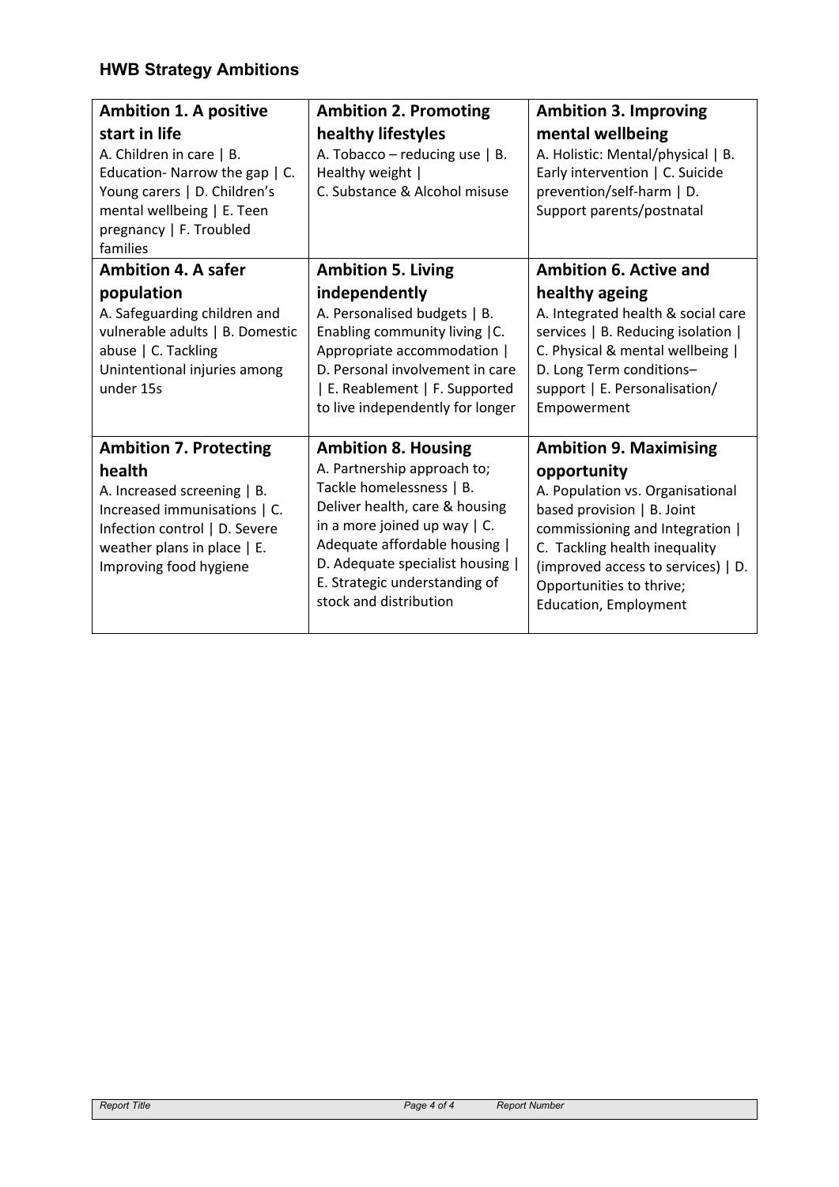## HWB Strategy Ambitions

| | | |
|---|---|---|
| **Ambition 1. A positive start in life** A. Children in care \| B. Education- Narrow the gap \| C. Young carers \| D. Children's mental wellbeing \| E. Teen pregnancy \| F. Troubled families | **Ambition 2. Promoting healthy lifestyles** A. Tobacco – reducing use \| B. Healthy weight \| C. Substance & Alcohol misuse | **Ambition 3. Improving mental wellbeing** A. Holistic: Mental/physical \| B. Early intervention \| C. Suicide prevention/self-harm \| D. Support parents/postnatal |
| **Ambition 4. A safer population** A. Safeguarding children and vulnerable adults \| B. Domestic abuse \| C. Tackling Unintentional injuries among under 15s | **Ambition 5. Living independently** A. Personalised budgets \| B. Enabling community living \|C. Appropriate accommodation \| D. Personal involvement in care \| E. Reablement \| F. Supported to live independently for longer | **Ambition 6. Active and healthy ageing** A. Integrated health & social care services \| B. Reducing isolation \| C. Physical & mental wellbeing \| D. Long Term conditions– support \| E. Personalisation/ Empowerment |
| **Ambition 7. Protecting health** A. Increased screening \| B. Increased immunisations \| C. Infection control \| D. Severe weather plans in place \| E. Improving food hygiene | **Ambition 8. Housing** A. Partnership approach to; Tackle homelessness \| B. Deliver health, care & housing in a more joined up way \| C. Adequate affordable housing \| D. Adequate specialist housing \| E. Strategic understanding of stock and distribution | **Ambition 9. Maximising opportunity** A. Population vs. Organisational based provision \| B. Joint commissioning and Integration \| C. Tackling health inequality (improved access to services) \| D. Opportunities to thrive; Education, Employment |